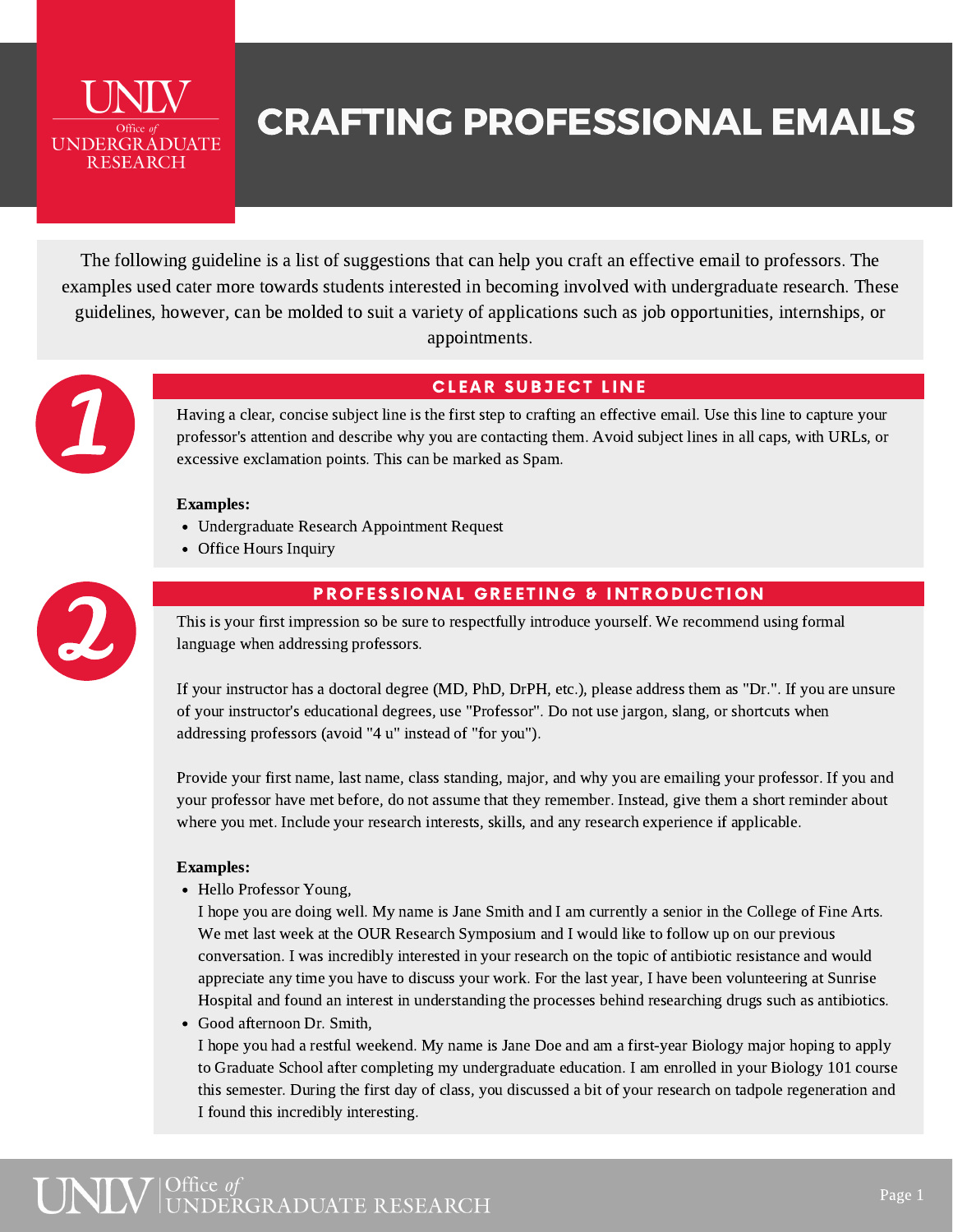# CRAFTING PROFESSIONAL EMAILS

The following guideline is a list of suggestions that can help you craft an effective email to professors. The examples used cater more towards students interested in becoming involved with undergraduate research. These guidelines, however, can be molded to suit a variety of applications such as job opportunities, internships, or appointments.

## 1 CLEAR SUBJECT LINE

Having a clear, concise subject line is the first step to crafting an effective email. Use this line to capture your professor's attention and describe why you are contacting them. Avoid subject lines in all caps, with URLs, or excessive exclamation points. This can be marked as Spam.

**Examples:**

- Undergraduate Research Appointment Request
- Office Hours Inquiry

## 2 PROFESSIONAL GREETING & INTRODUCTION

This is your first impression so be sure to respectfully introduce yourself. We recommend using formal language when addressing professors.

If your instructor has a doctoral degree (MD, PhD, DrPH, etc.), please address them as "Dr.". If you are unsure of your instructor's educational degrees, use "Professor". Do not use jargon, slang, or shortcuts when addressing professors (avoid "4 u" instead of "for you").

Provide your first name, last name, class standing, major, and why you are emailing your professor. If you and your professor have met before, do not assume that they remember. Instead, give them a short reminder about where you met. Include your research interests, skills, and any research experience if applicable.

**Examples:**

- Hello Professor Young,
  I hope you are doing well. My name is Jane Smith and I am currently a senior in the College of Fine Arts. We met last week at the OUR Research Symposium and I would like to follow up on our previous conversation. I was incredibly interested in your research on the topic of antibiotic resistance and would appreciate any time you have to discuss your work. For the last year, I have been volunteering at Sunrise Hospital and found an interest in understanding the processes behind researching drugs such as antibiotics.
- Good afternoon Dr. Smith,
  I hope you had a restful weekend. My name is Jane Doe and am a first-year Biology major hoping to apply to Graduate School after completing my undergraduate education. I am enrolled in your Biology 101 course this semester. During the first day of class, you discussed a bit of your research on tadpole regeneration and I found this incredibly interesting.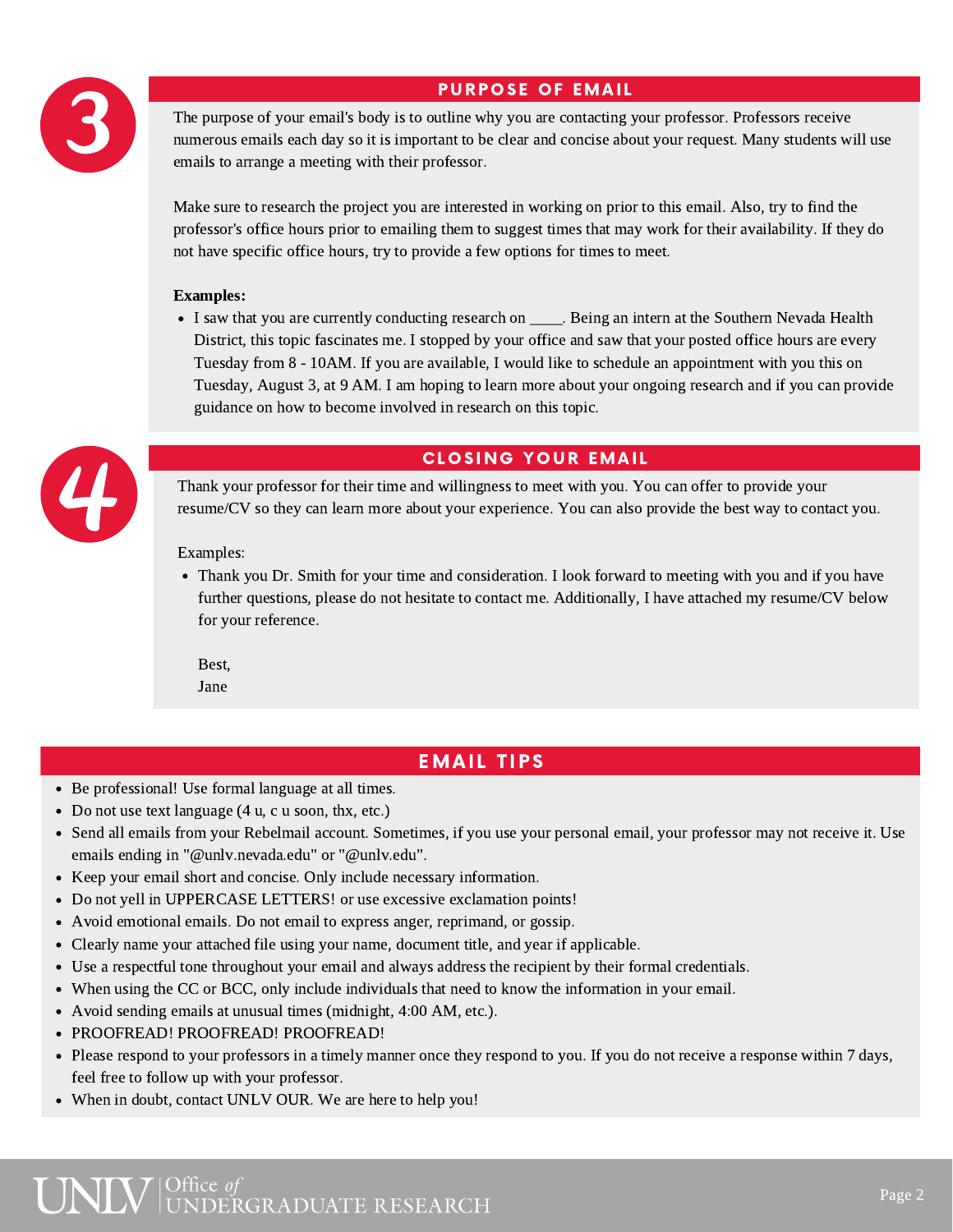## 3 PURPOSE OF EMAIL

The purpose of your email's body is to outline why you are contacting your professor. Professors receive numerous emails each day so it is important to be clear and concise about your request. Many students will use emails to arrange a meeting with their professor.

Make sure to research the project you are interested in working on prior to this email. Also, try to find the professor's office hours prior to emailing them to suggest times that may work for their availability. If they do not have specific office hours, try to provide a few options for times to meet.

**Examples:**

- I saw that you are currently conducting research on ____. Being an intern at the Southern Nevada Health District, this topic fascinates me. I stopped by your office and saw that your posted office hours are every Tuesday from 8 - 10AM. If you are available, I would like to schedule an appointment with you this on Tuesday, August 3, at 9 AM. I am hoping to learn more about your ongoing research and if you can provide guidance on how to become involved in research on this topic.

## 4 CLOSING YOUR EMAIL

Thank your professor for their time and willingness to meet with you. You can offer to provide your resume/CV so they can learn more about your experience. You can also provide the best way to contact you.

Examples:

- Thank you Dr. Smith for your time and consideration. I look forward to meeting with you and if you have further questions, please do not hesitate to contact me. Additionally, I have attached my resume/CV below for your reference.

  Best,
  Jane

## EMAIL TIPS

- Be professional! Use formal language at all times.
- Do not use text language (4 u, c u soon, thx, etc.)
- Send all emails from your Rebelmail account. Sometimes, if you use your personal email, your professor may not receive it. Use emails ending in "@unlv.nevada.edu" or "@unlv.edu".
- Keep your email short and concise. Only include necessary information.
- Do not yell in UPPERCASE LETTERS! or use excessive exclamation points!
- Avoid emotional emails. Do not email to express anger, reprimand, or gossip.
- Clearly name your attached file using your name, document title, and year if applicable.
- Use a respectful tone throughout your email and always address the recipient by their formal credentials.
- When using the CC or BCC, only include individuals that need to know the information in your email.
- Avoid sending emails at unusual times (midnight, 4:00 AM, etc.).
- PROOFREAD! PROOFREAD! PROOFREAD!
- Please respond to your professors in a timely manner once they respond to you. If you do not receive a response within 7 days, feel free to follow up with your professor.
- When in doubt, contact UNLV OUR. We are here to help you!

UNLV | Office of UNDERGRADUATE RESEARCH